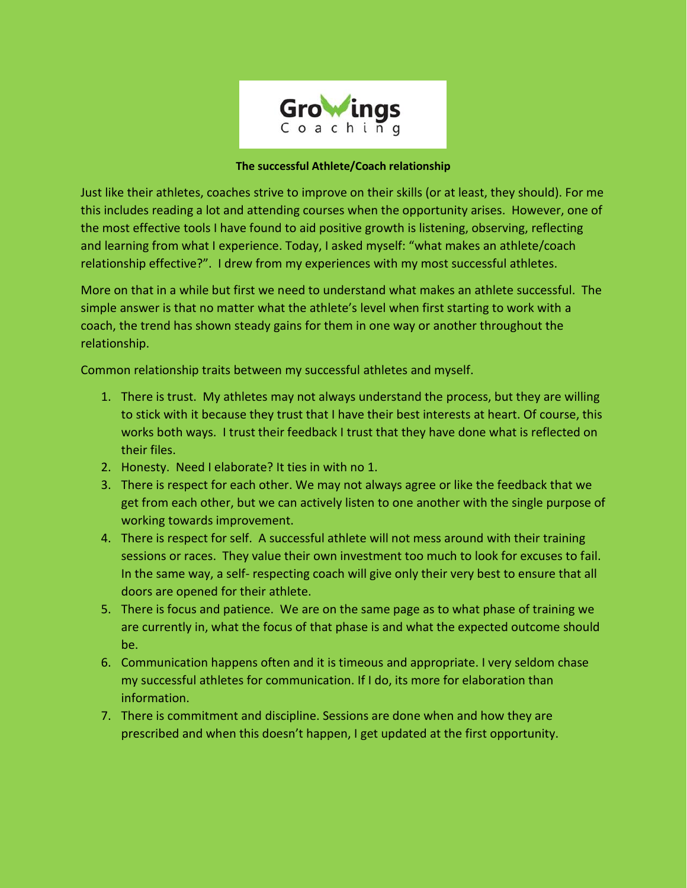GroWings Coaching

**The successful Athlete/Coach relationship**

Just like their athletes, coaches strive to improve on their skills (or at least, they should). For me this includes reading a lot and attending courses when the opportunity arises. However, one of the most effective tools I have found to aid positive growth is listening, observing, reflecting and learning from what I experience. Today, I asked myself: "what makes an athlete/coach relationship effective?". I drew from my experiences with my most successful athletes.

More on that in a while but first we need to understand what makes an athlete successful. The simple answer is that no matter what the athlete's level when first starting to work with a coach, the trend has shown steady gains for them in one way or another throughout the relationship.

Common relationship traits between my successful athletes and myself.

1. There is trust. My athletes may not always understand the process, but they are willing to stick with it because they trust that I have their best interests at heart. Of course, this works both ways. I trust their feedback I trust that they have done what is reflected on their files.
2. Honesty. Need I elaborate? It ties in with no 1.
3. There is respect for each other. We may not always agree or like the feedback that we get from each other, but we can actively listen to one another with the single purpose of working towards improvement.
4. There is respect for self. A successful athlete will not mess around with their training sessions or races. They value their own investment too much to look for excuses to fail. In the same way, a self- respecting coach will give only their very best to ensure that all doors are opened for their athlete.
5. There is focus and patience. We are on the same page as to what phase of training we are currently in, what the focus of that phase is and what the expected outcome should be.
6. Communication happens often and it is timeous and appropriate. I very seldom chase my successful athletes for communication. If I do, its more for elaboration than information.
7. There is commitment and discipline. Sessions are done when and how they are prescribed and when this doesn't happen, I get updated at the first opportunity.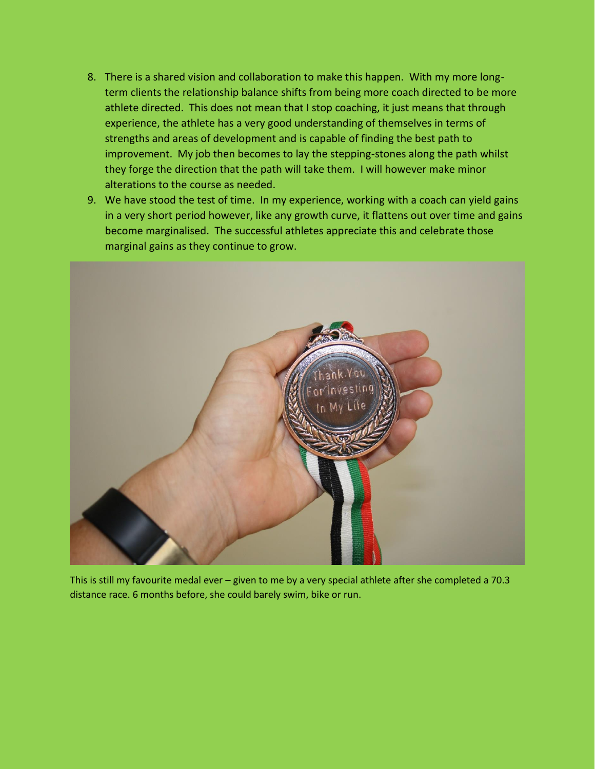8. There is a shared vision and collaboration to make this happen. With my more long-term clients the relationship balance shifts from being more coach directed to be more athlete directed. This does not mean that I stop coaching, it just means that through experience, the athlete has a very good understanding of themselves in terms of strengths and areas of development and is capable of finding the best path to improvement. My job then becomes to lay the stepping-stones along the path whilst they forge the direction that the path will take them. I will however make minor alterations to the course as needed.
9. We have stood the test of time. In my experience, working with a coach can yield gains in a very short period however, like any growth curve, it flattens out over time and gains become marginalised. The successful athletes appreciate this and celebrate those marginal gains as they continue to grow.

This is still my favourite medal ever – given to me by a very special athlete after she completed a 70.3 distance race. 6 months before, she could barely swim, bike or run.